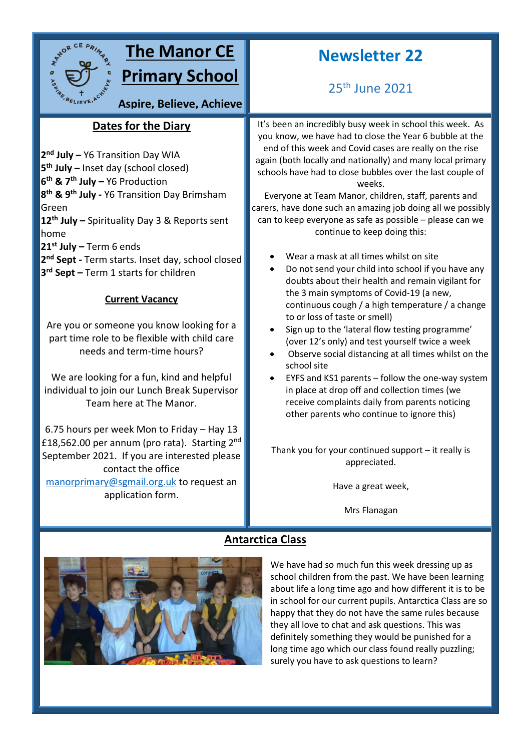# The Manor CE Primary School

**Aspire, Believe, Achieve**

# Newsletter 22

25th June 2021

## Dates for the Diary

**2nd July –** Y6 Transition Day WIA
**5th July –** Inset day (school closed)
**6th & 7th July –** Y6 Production
**8th & 9th July -** Y6 Transition Day Brimsham Green
**12th July –** Spirituality Day 3 & Reports sent home
**21st July –** Term 6 ends
**2nd Sept -** Term starts. Inset day, school closed
**3rd Sept –** Term 1 starts for children

## Current Vacancy

Are you or someone you know looking for a part time role to be flexible with child care needs and term-time hours?

We are looking for a fun, kind and helpful individual to join our Lunch Break Supervisor Team here at The Manor.

6.75 hours per week Mon to Friday – Hay 13 £18,562.00 per annum (pro rata). Starting 2nd September 2021. If you are interested please contact the office manorprimary@sgmail.org.uk to request an application form.

It's been an incredibly busy week in school this week. As you know, we have had to close the Year 6 bubble at the end of this week and Covid cases are really on the rise again (both locally and nationally) and many local primary schools have had to close bubbles over the last couple of weeks.

Everyone at Team Manor, children, staff, parents and carers, have done such an amazing job doing all we possibly can to keep everyone as safe as possible – please can we continue to keep doing this:

- Wear a mask at all times whilst on site
- Do not send your child into school if you have any doubts about their health and remain vigilant for the 3 main symptoms of Covid-19 (a new, continuous cough / a high temperature / a change to or loss of taste or smell)
- Sign up to the 'lateral flow testing programme' (over 12's only) and test yourself twice a week
- Observe social distancing at all times whilst on the school site
- EYFS and KS1 parents – follow the one-way system in place at drop off and collection times (we receive complaints daily from parents noticing other parents who continue to ignore this)

Thank you for your continued support – it really is appreciated.

Have a great week,

Mrs Flanagan

## Antarctica Class

We have had so much fun this week dressing up as school children from the past. We have been learning about life a long time ago and how different it is to be in school for our current pupils. Antarctica Class are so happy that they do not have the same rules because they all love to chat and ask questions. This was definitely something they would be punished for a long time ago which our class found really puzzling; surely you have to ask questions to learn?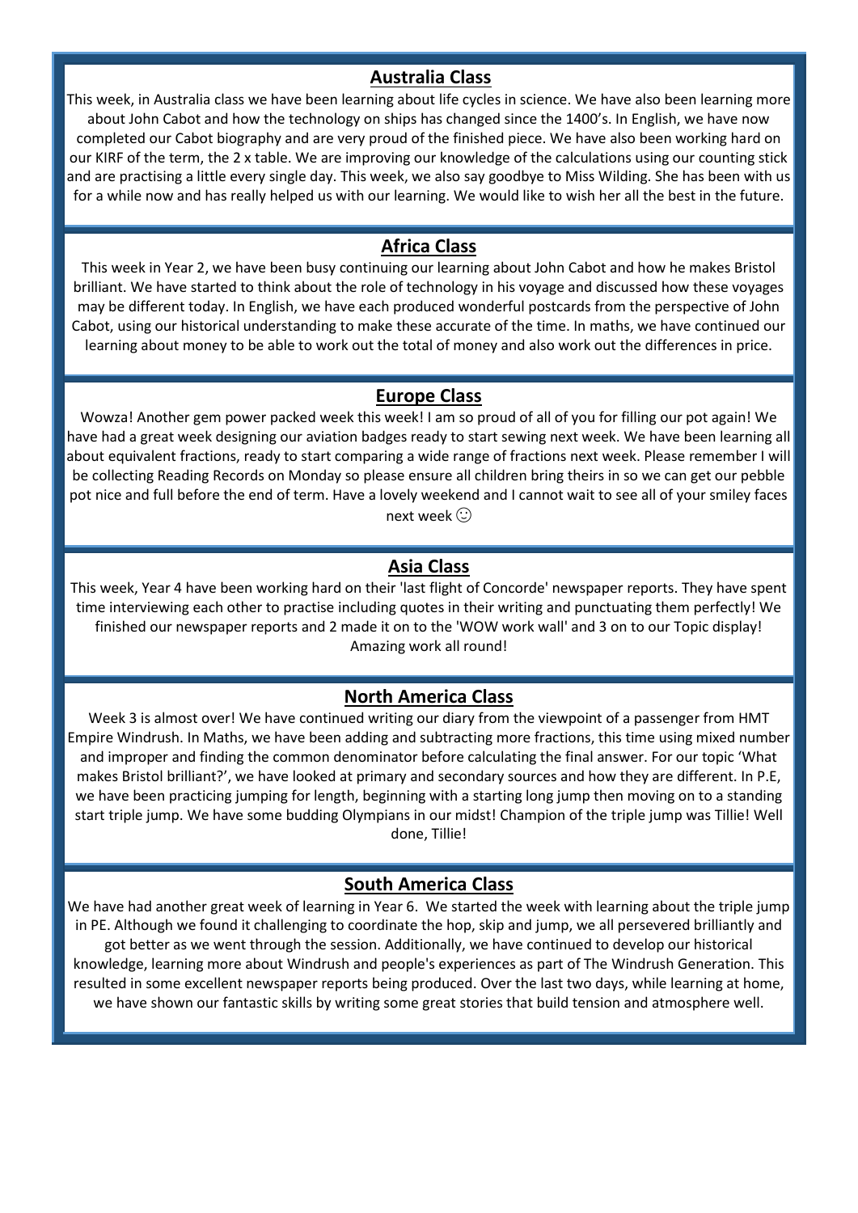## Australia Class

This week, in Australia class we have been learning about life cycles in science. We have also been learning more about John Cabot and how the technology on ships has changed since the 1400's. In English, we have now completed our Cabot biography and are very proud of the finished piece. We have also been working hard on our KIRF of the term, the 2 x table. We are improving our knowledge of the calculations using our counting stick and are practising a little every single day. This week, we also say goodbye to Miss Wilding. She has been with us for a while now and has really helped us with our learning. We would like to wish her all the best in the future.

## Africa Class

This week in Year 2, we have been busy continuing our learning about John Cabot and how he makes Bristol brilliant. We have started to think about the role of technology in his voyage and discussed how these voyages may be different today. In English, we have each produced wonderful postcards from the perspective of John Cabot, using our historical understanding to make these accurate of the time. In maths, we have continued our learning about money to be able to work out the total of money and also work out the differences in price.

## Europe Class

Wowza! Another gem power packed week this week! I am so proud of all of you for filling our pot again! We have had a great week designing our aviation badges ready to start sewing next week. We have been learning all about equivalent fractions, ready to start comparing a wide range of fractions next week. Please remember I will be collecting Reading Records on Monday so please ensure all children bring theirs in so we can get our pebble pot nice and full before the end of term. Have a lovely weekend and I cannot wait to see all of your smiley faces next week ☺

## Asia Class

This week, Year 4 have been working hard on their 'last flight of Concorde' newspaper reports. They have spent time interviewing each other to practise including quotes in their writing and punctuating them perfectly! We finished our newspaper reports and 2 made it on to the 'WOW work wall' and 3 on to our Topic display! Amazing work all round!

## North America Class

Week 3 is almost over! We have continued writing our diary from the viewpoint of a passenger from HMT Empire Windrush. In Maths, we have been adding and subtracting more fractions, this time using mixed number and improper and finding the common denominator before calculating the final answer. For our topic 'What makes Bristol brilliant?', we have looked at primary and secondary sources and how they are different. In P.E, we have been practicing jumping for length, beginning with a starting long jump then moving on to a standing start triple jump. We have some budding Olympians in our midst! Champion of the triple jump was Tillie! Well done, Tillie!

## South America Class

We have had another great week of learning in Year 6. We started the week with learning about the triple jump in PE. Although we found it challenging to coordinate the hop, skip and jump, we all persevered brilliantly and got better as we went through the session. Additionally, we have continued to develop our historical knowledge, learning more about Windrush and people's experiences as part of The Windrush Generation. This resulted in some excellent newspaper reports being produced. Over the last two days, while learning at home, we have shown our fantastic skills by writing some great stories that build tension and atmosphere well.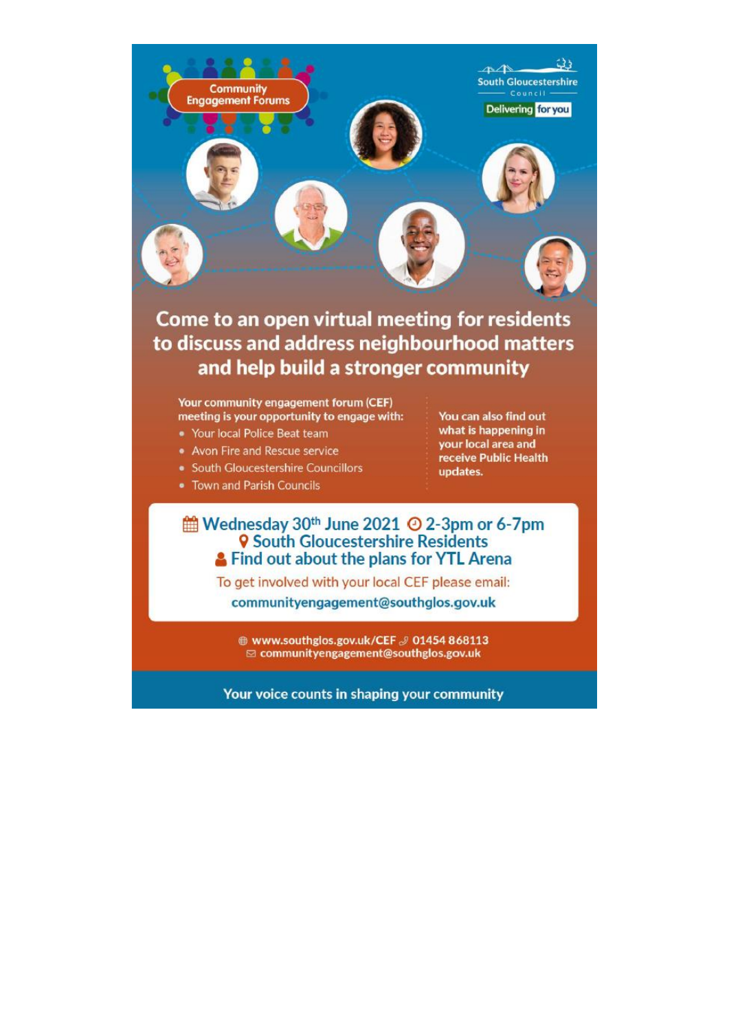Community Engagement Forums

South Gloucestershire Council

Delivering for you

# Come to an open virtual meeting for residents to discuss and address neighbourhood matters and help build a stronger community

**Your community engagement forum (CEF) meeting is your opportunity to engage with:**

- Your local Police Beat team
- Avon Fire and Rescue service
- South Gloucestershire Councillors
- Town and Parish Councils

**You can also find out what is happening in your local area and receive Public Health updates.**

## Wednesday 30th June 2021 2-3pm or 6-7pm
## South Gloucestershire Residents
## Find out about the plans for YTL Arena

To get involved with your local CEF please email:

**communityengagement@southglos.gov.uk**

**www.southglos.gov.uk/CEF 01454 868113**
**communityengagement@southglos.gov.uk**

**Your voice counts in shaping your community**